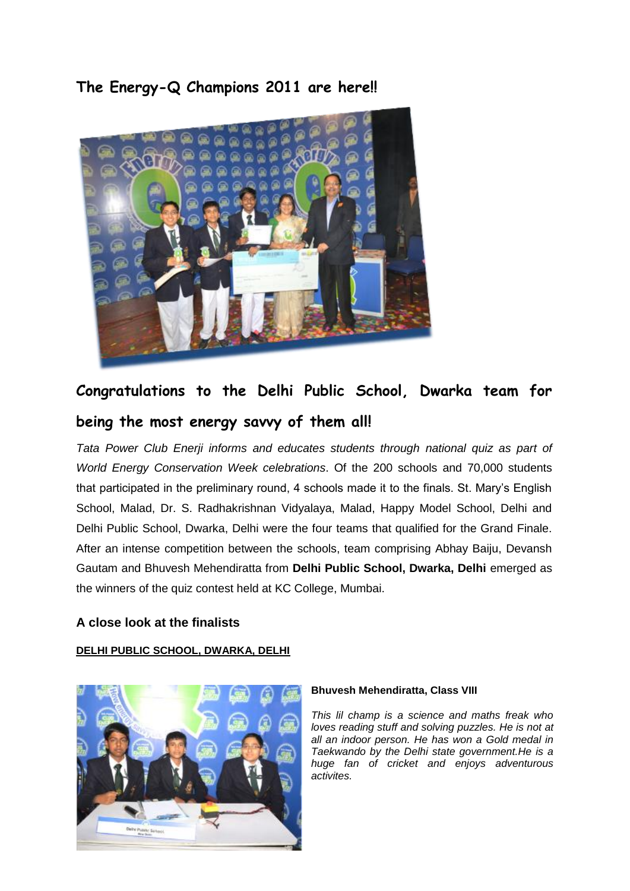# The Energy-Q Champions 2011 are here!!

## Congratulations to the Delhi Public School, Dwarka team for being the most energy savvy of them all!

*Tata Power Club Enerji informs and educates students through national quiz as part of World Energy Conservation Week celebrations*. Of the 200 schools and 70,000 students that participated in the preliminary round, 4 schools made it to the finals. St. Mary's English School, Malad, Dr. S. Radhakrishnan Vidyalaya, Malad, Happy Model School, Delhi and Delhi Public School, Dwarka, Delhi were the four teams that qualified for the Grand Finale. After an intense competition between the schools, team comprising Abhay Baiju, Devansh Gautam and Bhuvesh Mehendiratta from **Delhi Public School, Dwarka, Delhi** emerged as the winners of the quiz contest held at KC College, Mumbai.

### A close look at the finalists

**DELHI PUBLIC SCHOOL, DWARKA, DELHI**

**Bhuvesh Mehendiratta, Class VIII**

*This lil champ is a science and maths freak who loves reading stuff and solving puzzles. He is not at all an indoor person. He has won a Gold medal in Taekwando by the Delhi state government.He is a huge fan of cricket and enjoys adventurous activites.*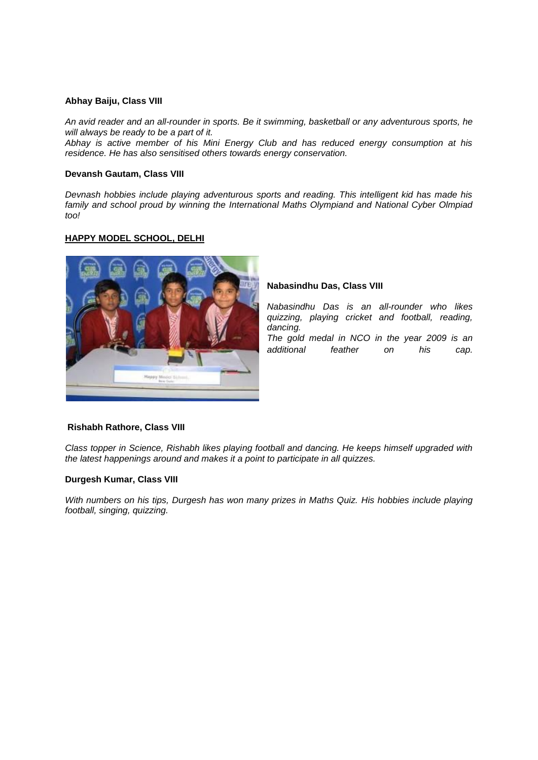**Abhay Baiju, Class VIII**

*An avid reader and an all-rounder in sports. Be it swimming, basketball or any adventurous sports, he will always be ready to be a part of it.*
*Abhay is active member of his Mini Energy Club and has reduced energy consumption at his residence. He has also sensitised others towards energy conservation.*

**Devansh Gautam, Class VIII**

*Devnash hobbies include playing adventurous sports and reading. This intelligent kid has made his family and school proud by winning the International Maths Olympiand and National Cyber Olmpiad too!*

**HAPPY MODEL SCHOOL, DELHI**

**Nabasindhu Das, Class VIII**

*Nabasindhu Das is an all-rounder who likes quizzing, playing cricket and football, reading, dancing.*
*The gold medal in NCO in the year 2009 is an additional feather on his cap.*

**Rishabh Rathore, Class VIII**

*Class topper in Science, Rishabh likes playing football and dancing. He keeps himself upgraded with the latest happenings around and makes it a point to participate in all quizzes.*

**Durgesh Kumar, Class VIII**

*With numbers on his tips, Durgesh has won many prizes in Maths Quiz. His hobbies include playing football, singing, quizzing.*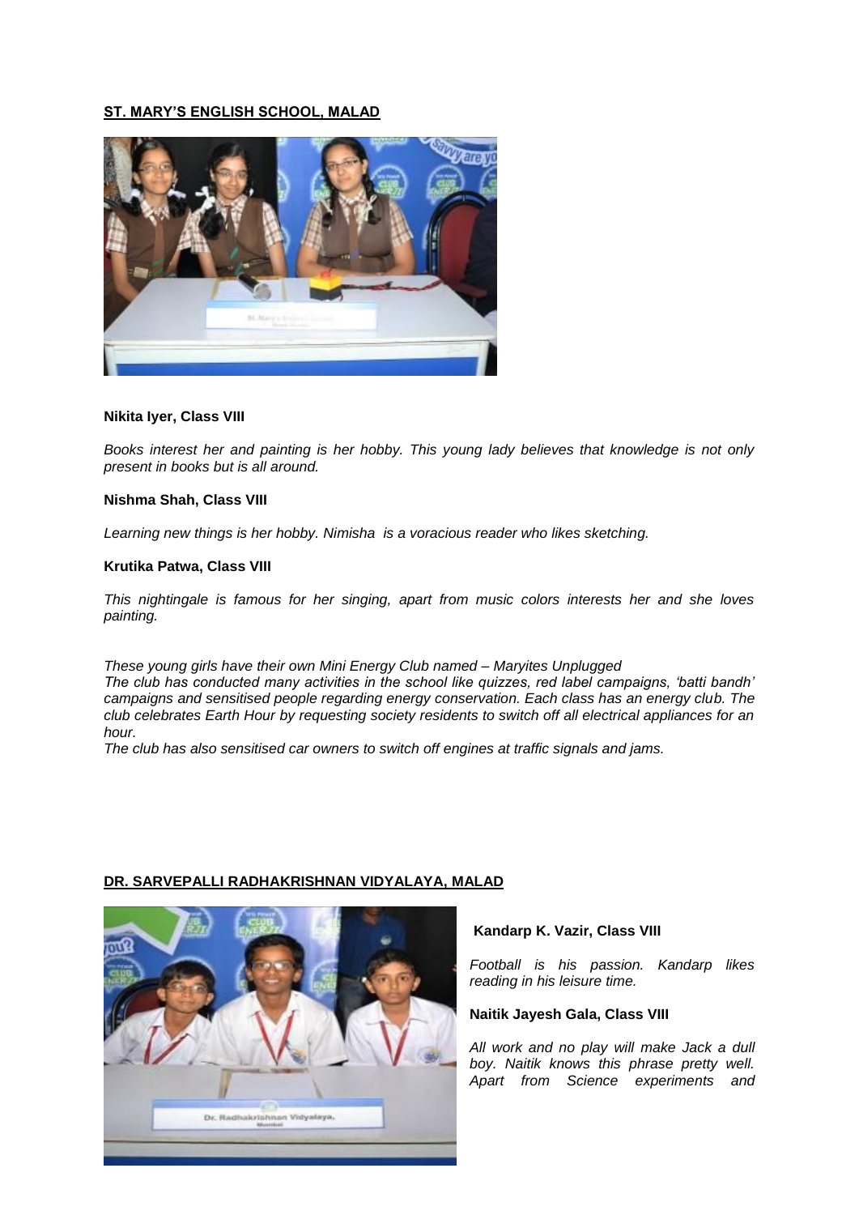**ST. MARY'S ENGLISH SCHOOL, MALAD**

**Nikita Iyer, Class VIII**

*Books interest her and painting is her hobby. This young lady believes that knowledge is not only present in books but is all around.*

**Nishma Shah, Class VIII**

*Learning new things is her hobby. Nimisha is a voracious reader who likes sketching.*

**Krutika Patwa, Class VIII**

*This nightingale is famous for her singing, apart from music colors interests her and she loves painting.*

*These young girls have their own Mini Energy Club named – Maryites Unplugged*
*The club has conducted many activities in the school like quizzes, red label campaigns, 'batti bandh' campaigns and sensitised people regarding energy conservation. Each class has an energy club. The club celebrates Earth Hour by requesting society residents to switch off all electrical appliances for an hour.*
*The club has also sensitised car owners to switch off engines at traffic signals and jams.*

**DR. SARVEPALLI RADHAKRISHNAN VIDYALAYA, MALAD**

**Kandarp K. Vazir, Class VIII**

*Football is his passion. Kandarp likes reading in his leisure time.*

**Naitik Jayesh Gala, Class VIII**

*All work and no play will make Jack a dull boy. Naitik knows this phrase pretty well. Apart from Science experiments and*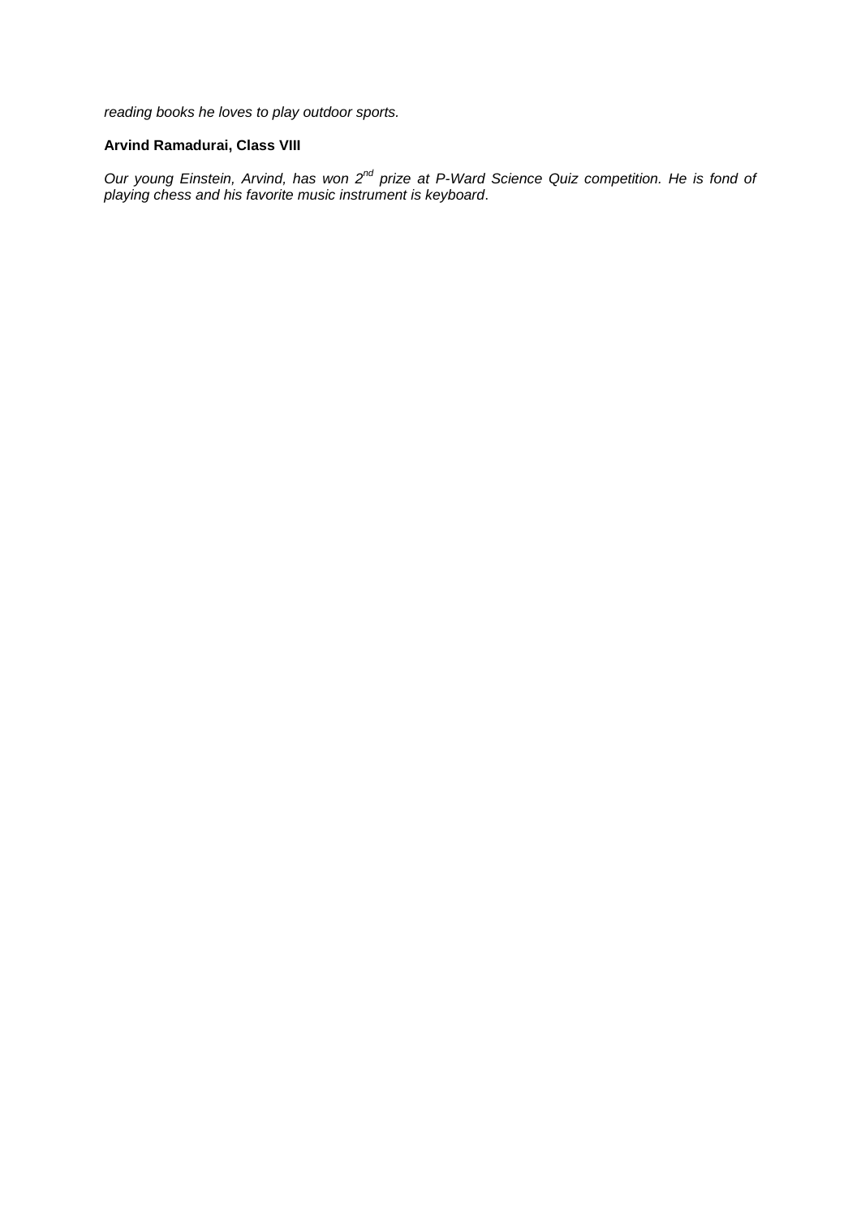*reading books he loves to play outdoor sports.*

**Arvind Ramadurai, Class VIII**

*Our young Einstein, Arvind, has won 2nd prize at P-Ward Science Quiz competition. He is fond of playing chess and his favorite music instrument is keyboard*.